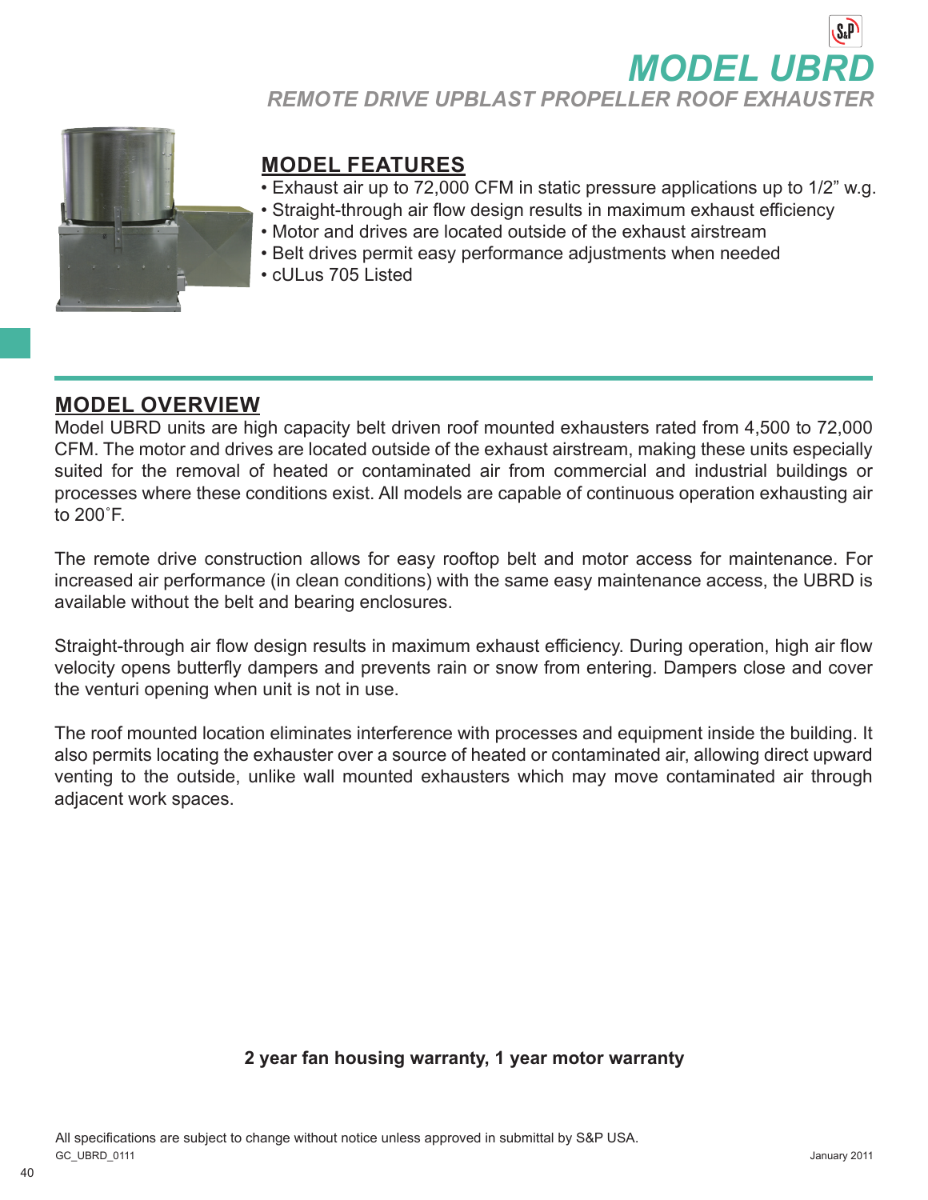# MODEL UBRD

## REMOTE DRIVE UPBLAST PROPELLER ROOF EXHAUSTER

## MODEL FEATURES

- Exhaust air up to 72,000 CFM in static pressure applications up to 1/2” w.g.
- Straight-through air flow design results in maximum exhaust efficiency
- Motor and drives are located outside of the exhaust airstream
- Belt drives permit easy performance adjustments when needed
- cULus 705 Listed

## MODEL OVERVIEW

Model UBRD units are high capacity belt driven roof mounted exhausters rated from 4,500 to 72,000 CFM. The motor and drives are located outside of the exhaust airstream, making these units especially suited for the removal of heated or contaminated air from commercial and industrial buildings or processes where these conditions exist. All models are capable of continuous operation exhausting air to 200˚F.

The remote drive construction allows for easy rooftop belt and motor access for maintenance. For increased air performance (in clean conditions) with the same easy maintenance access, the UBRD is available without the belt and bearing enclosures.

Straight-through air flow design results in maximum exhaust efficiency. During operation, high air flow velocity opens butterfly dampers and prevents rain or snow from entering. Dampers close and cover the venturi opening when unit is not in use.

The roof mounted location eliminates interference with processes and equipment inside the building. It also permits locating the exhauster over a source of heated or contaminated air, allowing direct upward venting to the outside, unlike wall mounted exhausters which may move contaminated air through adjacent work spaces.

**2 year fan housing warranty, 1 year motor warranty**

All specifications are subject to change without notice unless approved in submittal by S&P USA.

GC_UBRD_0111

January 2011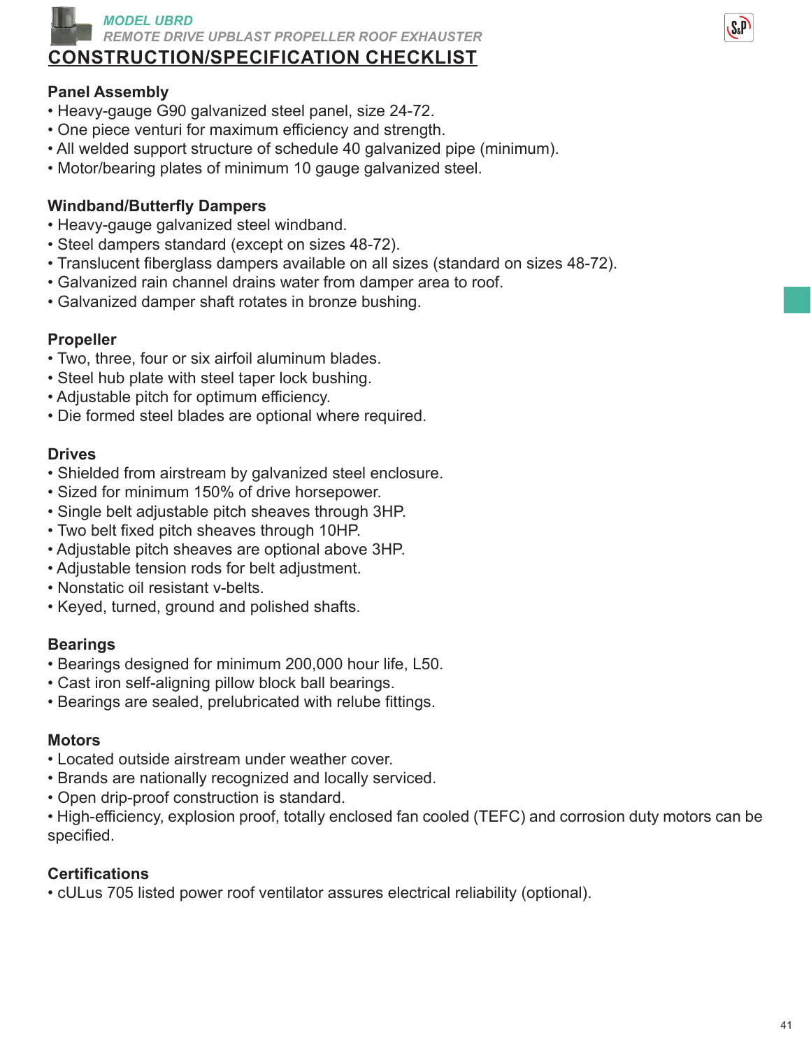*MODEL UBRD*
*REMOTE DRIVE UPBLAST PROPELLER ROOF EXHAUSTER*

# CONSTRUCTION/SPECIFICATION CHECKLIST

## Panel Assembly

- Heavy-gauge G90 galvanized steel panel, size 24-72.
- One piece venturi for maximum efficiency and strength.
- All welded support structure of schedule 40 galvanized pipe (minimum).
- Motor/bearing plates of minimum 10 gauge galvanized steel.

## Windband/Butterfly Dampers

- Heavy-gauge galvanized steel windband.
- Steel dampers standard (except on sizes 48-72).
- Translucent fiberglass dampers available on all sizes (standard on sizes 48-72).
- Galvanized rain channel drains water from damper area to roof.
- Galvanized damper shaft rotates in bronze bushing.

## Propeller

- Two, three, four or six airfoil aluminum blades.
- Steel hub plate with steel taper lock bushing.
- Adjustable pitch for optimum efficiency.
- Die formed steel blades are optional where required.

## Drives

- Shielded from airstream by galvanized steel enclosure.
- Sized for minimum 150% of drive horsepower.
- Single belt adjustable pitch sheaves through 3HP.
- Two belt fixed pitch sheaves through 10HP.
- Adjustable pitch sheaves are optional above 3HP.
- Adjustable tension rods for belt adjustment.
- Nonstatic oil resistant v-belts.
- Keyed, turned, ground and polished shafts.

## Bearings

- Bearings designed for minimum 200,000 hour life, L50.
- Cast iron self-aligning pillow block ball bearings.
- Bearings are sealed, prelubricated with relube fittings.

## Motors

- Located outside airstream under weather cover.
- Brands are nationally recognized and locally serviced.
- Open drip-proof construction is standard.
- High-efficiency, explosion proof, totally enclosed fan cooled (TEFC) and corrosion duty motors can be specified.

## Certifications

- cULus 705 listed power roof ventilator assures electrical reliability (optional).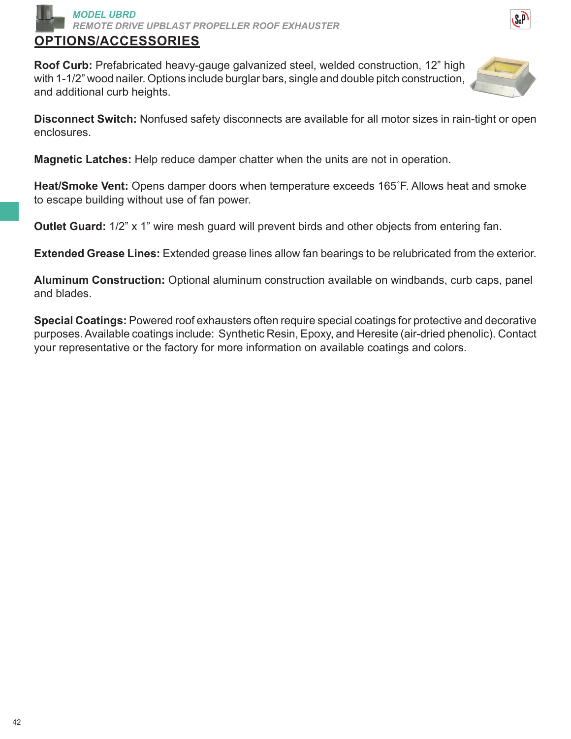## OPTIONS/ACCESSORIES

**Roof Curb:** Prefabricated heavy-gauge galvanized steel, welded construction, 12" high with 1-1/2" wood nailer. Options include burglar bars, single and double pitch construction, and additional curb heights.

**Disconnect Switch:** Nonfused safety disconnects are available for all motor sizes in rain-tight or open enclosures.

**Magnetic Latches:** Help reduce damper chatter when the units are not in operation.

**Heat/Smoke Vent:** Opens damper doors when temperature exceeds 165˚F. Allows heat and smoke to escape building without use of fan power.

**Outlet Guard:** 1/2" x 1" wire mesh guard will prevent birds and other objects from entering fan.

**Extended Grease Lines:** Extended grease lines allow fan bearings to be relubricated from the exterior.

**Aluminum Construction:** Optional aluminum construction available on windbands, curb caps, panel and blades.

**Special Coatings:** Powered roof exhausters often require special coatings for protective and decorative purposes. Available coatings include: Synthetic Resin, Epoxy, and Heresite (air-dried phenolic). Contact your representative or the factory for more information on available coatings and colors.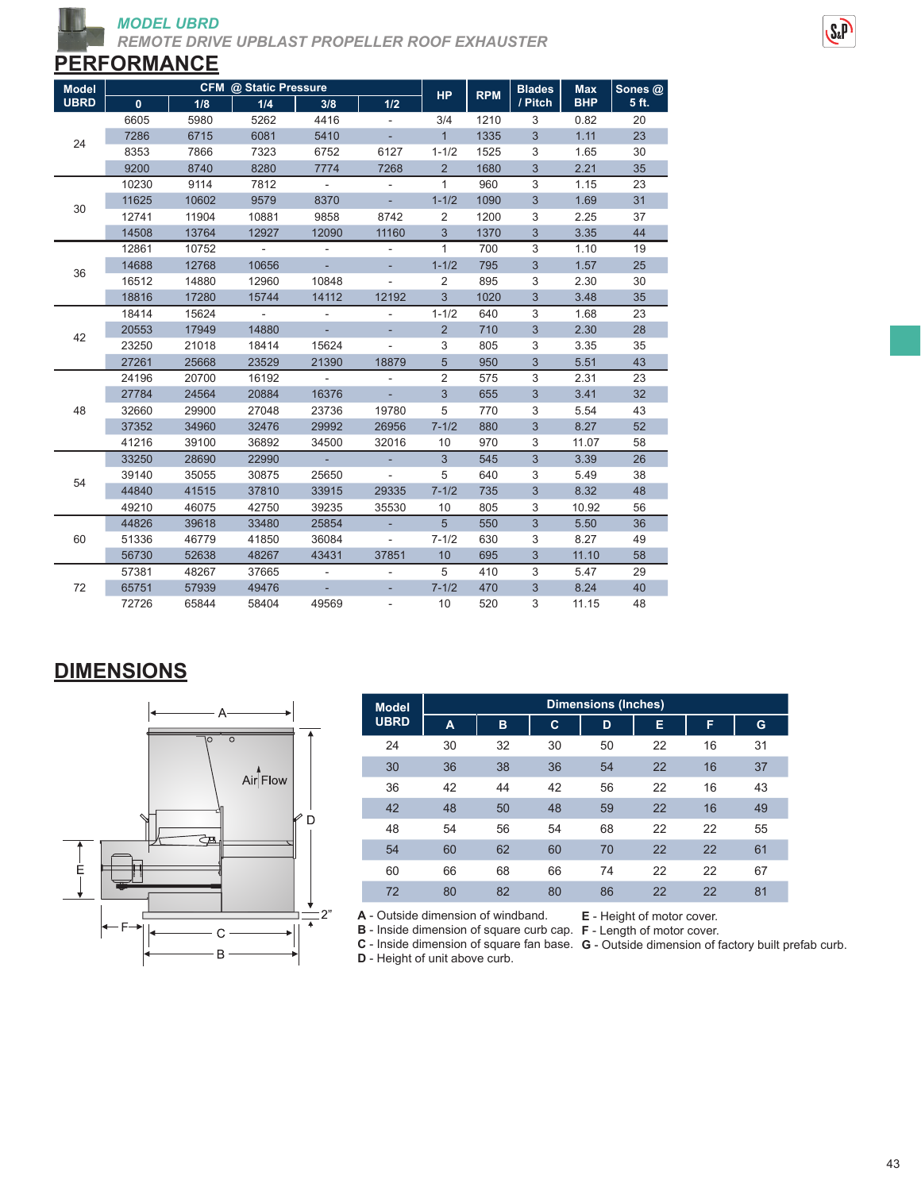**MODEL UBRD**

*REMOTE DRIVE UPBLAST PROPELLER ROOF EXHAUSTER*

## PERFORMANCE

| Model UBRD | CFM @ Static Pressure | | | | | HP | RPM | Blades / Pitch | Max BHP | Sones @ 5 ft. |
|---|---|---|---|---|---|---|---|---|---|---|
| | 0 | 1/8 | 1/4 | 3/8 | 1/2 | | | | | |
| 24 | 6605 | 5980 | 5262 | 4416 | - | 3/4 | 1210 | 3 | 0.82 | 20 |
| | 7286 | 6715 | 6081 | 5410 | - | 1 | 1335 | 3 | 1.11 | 23 |
| | 8353 | 7866 | 7323 | 6752 | 6127 | 1-1/2 | 1525 | 3 | 1.65 | 30 |
| | 9200 | 8740 | 8280 | 7774 | 7268 | 2 | 1680 | 3 | 2.21 | 35 |
| 30 | 10230 | 9114 | 7812 | - | - | 1 | 960 | 3 | 1.15 | 23 |
| | 11625 | 10602 | 9579 | 8370 | - | 1-1/2 | 1090 | 3 | 1.69 | 31 |
| | 12741 | 11904 | 10881 | 9858 | 8742 | 2 | 1200 | 3 | 2.25 | 37 |
| | 14508 | 13764 | 12927 | 12090 | 11160 | 3 | 1370 | 3 | 3.35 | 44 |
| 36 | 12861 | 10752 | - | - | - | 1 | 700 | 3 | 1.10 | 19 |
| | 14688 | 12768 | 10656 | - | - | 1-1/2 | 795 | 3 | 1.57 | 25 |
| | 16512 | 14880 | 12960 | 10848 | - | 2 | 895 | 3 | 2.30 | 30 |
| | 18816 | 17280 | 15744 | 14112 | 12192 | 3 | 1020 | 3 | 3.48 | 35 |
| 42 | 18414 | 15624 | - | - | - | 1-1/2 | 640 | 3 | 1.68 | 23 |
| | 20553 | 17949 | 14880 | - | - | 2 | 710 | 3 | 2.30 | 28 |
| | 23250 | 21018 | 18414 | 15624 | - | 3 | 805 | 3 | 3.35 | 35 |
| | 27261 | 25668 | 23529 | 21390 | 18879 | 5 | 950 | 3 | 5.51 | 43 |
| 48 | 24196 | 20700 | 16192 | - | - | 2 | 575 | 3 | 2.31 | 23 |
| | 27784 | 24564 | 20884 | 16376 | - | 3 | 655 | 3 | 3.41 | 32 |
| | 32660 | 29900 | 27048 | 23736 | 19780 | 5 | 770 | 3 | 5.54 | 43 |
| | 37352 | 34960 | 32476 | 29992 | 26956 | 7-1/2 | 880 | 3 | 8.27 | 52 |
| | 41216 | 39100 | 36892 | 34500 | 32016 | 10 | 970 | 3 | 11.07 | 58 |
| 54 | 33250 | 28690 | 22990 | - | - | 3 | 545 | 3 | 3.39 | 26 |
| | 39140 | 35055 | 30875 | 25650 | - | 5 | 640 | 3 | 5.49 | 38 |
| | 44840 | 41515 | 37810 | 33915 | 29335 | 7-1/2 | 735 | 3 | 8.32 | 48 |
| | 49210 | 46075 | 42750 | 39235 | 35530 | 10 | 805 | 3 | 10.92 | 56 |
| 60 | 44826 | 39618 | 33480 | 25854 | - | 5 | 550 | 3 | 5.50 | 36 |
| | 51336 | 46779 | 41850 | 36084 | - | 7-1/2 | 630 | 3 | 8.27 | 49 |
| | 56730 | 52638 | 48267 | 43431 | 37851 | 10 | 695 | 3 | 11.10 | 58 |
| 72 | 57381 | 48267 | 37665 | - | - | 5 | 410 | 3 | 5.47 | 29 |
| | 65751 | 57939 | 49476 | - | - | 7-1/2 | 470 | 3 | 8.24 | 40 |
| | 72726 | 65844 | 58404 | 49569 | - | 10 | 520 | 3 | 11.15 | 48 |

## DIMENSIONS

A
Air Flow
D
E
2"
F
C
B

| Model UBRD | Dimensions (Inches) | | | | | | |
|---|---|---|---|---|---|---|---|
| | A | B | C | D | E | F | G |
| 24 | 30 | 32 | 30 | 50 | 22 | 16 | 31 |
| 30 | 36 | 38 | 36 | 54 | 22 | 16 | 37 |
| 36 | 42 | 44 | 42 | 56 | 22 | 16 | 43 |
| 42 | 48 | 50 | 48 | 59 | 22 | 16 | 49 |
| 48 | 54 | 56 | 54 | 68 | 22 | 22 | 55 |
| 54 | 60 | 62 | 60 | 70 | 22 | 22 | 61 |
| 60 | 66 | 68 | 66 | 74 | 22 | 22 | 67 |
| 72 | 80 | 82 | 80 | 86 | 22 | 22 | 81 |

**A** - Outside dimension of windband.
**B** - Inside dimension of square curb cap.
**C** - Inside dimension of square fan base.
**D** - Height of unit above curb.
**E** - Height of motor cover.
**F** - Length of motor cover.
**G** - Outside dimension of factory built prefab curb.